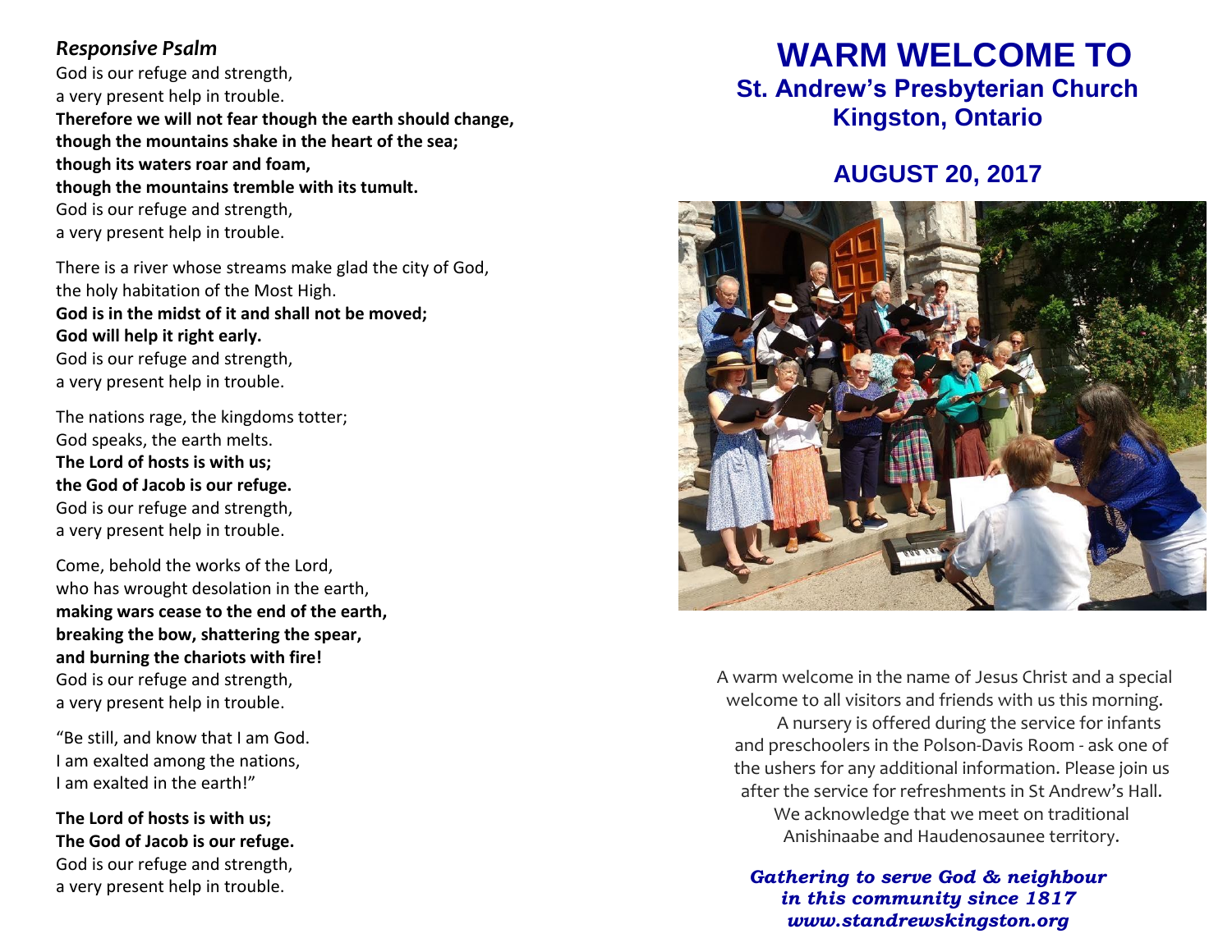*Responsive Psalm*

God is our refuge and strength,
a very present help in trouble.
**Therefore we will not fear though the earth should change,**
**though the mountains shake in the heart of the sea;**
**though its waters roar and foam,**
**though the mountains tremble with its tumult.**
God is our refuge and strength,
a very present help in trouble.

There is a river whose streams make glad the city of God,
the holy habitation of the Most High.
**God is in the midst of it and shall not be moved;**
**God will help it right early.**
God is our refuge and strength,
a very present help in trouble.

The nations rage, the kingdoms totter;
God speaks, the earth melts.
**The Lord of hosts is with us;**
**the God of Jacob is our refuge.**
God is our refuge and strength,
a very present help in trouble.

Come, behold the works of the Lord,
who has wrought desolation in the earth,
**making wars cease to the end of the earth,**
**breaking the bow, shattering the spear,**
**and burning the chariots with fire!**
God is our refuge and strength,
a very present help in trouble.

"Be still, and know that I am God.
I am exalted among the nations,
I am exalted in the earth!"

**The Lord of hosts is with us;**
**The God of Jacob is our refuge.**
God is our refuge and strength,
a very present help in trouble.

# WARM WELCOME TO

## St. Andrew's Presbyterian Church
## Kingston, Ontario

## AUGUST 20, 2017

A warm welcome in the name of Jesus Christ and a special welcome to all visitors and friends with us this morning. A nursery is offered during the service for infants and preschoolers in the Polson-Davis Room - ask one of the ushers for any additional information. Please join us after the service for refreshments in St Andrew's Hall. We acknowledge that we meet on traditional Anishinaabe and Haudenosaunee territory.

***Gathering to serve God & neighbour***
***in this community since 1817***
***www.standrewskingston.org***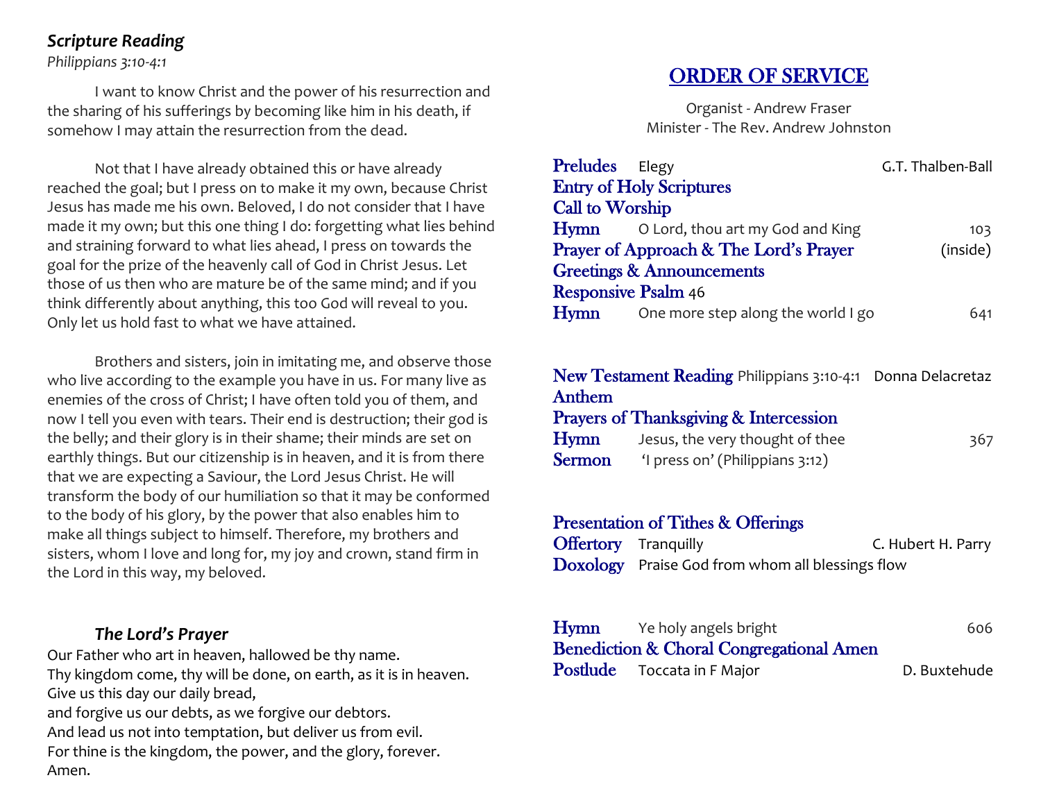### *Scripture Reading*

*Philippians 3:10-4:1*

I want to know Christ and the power of his resurrection and the sharing of his sufferings by becoming like him in his death, if somehow I may attain the resurrection from the dead.

Not that I have already obtained this or have already reached the goal; but I press on to make it my own, because Christ Jesus has made me his own. Beloved, I do not consider that I have made it my own; but this one thing I do: forgetting what lies behind and straining forward to what lies ahead, I press on towards the goal for the prize of the heavenly call of God in Christ Jesus. Let those of us then who are mature be of the same mind; and if you think differently about anything, this too God will reveal to you. Only let us hold fast to what we have attained.

Brothers and sisters, join in imitating me, and observe those who live according to the example you have in us. For many live as enemies of the cross of Christ; I have often told you of them, and now I tell you even with tears. Their end is destruction; their god is the belly; and their glory is in their shame; their minds are set on earthly things. But our citizenship is in heaven, and it is from there that we are expecting a Saviour, the Lord Jesus Christ. He will transform the body of our humiliation so that it may be conformed to the body of his glory, by the power that also enables him to make all things subject to himself. Therefore, my brothers and sisters, whom I love and long for, my joy and crown, stand firm in the Lord in this way, my beloved.

### *The Lord's Prayer*

Our Father who art in heaven, hallowed be thy name.
Thy kingdom come, thy will be done, on earth, as it is in heaven.
Give us this day our daily bread,
and forgive us our debts, as we forgive our debtors.
And lead us not into temptation, but deliver us from evil.
For thine is the kingdom, the power, and the glory, forever.
Amen.

## ORDER OF SERVICE

Organist - Andrew Fraser
Minister - The Rev. Andrew Johnston

**Preludes** Elegy — G.T. Thalben-Ball
**Entry of Holy Scriptures**
**Call to Worship**
**Hymn** O Lord, thou art my God and King — 103
**Prayer of Approach & The Lord's Prayer** — (inside)
**Greetings & Announcements**
**Responsive Psalm** 46
**Hymn** One more step along the world I go — 641

**New Testament Reading** Philippians 3:10-4:1 — Donna Delacretaz
**Anthem**
**Prayers of Thanksgiving & Intercession**
**Hymn** Jesus, the very thought of thee — 367
**Sermon** 'I press on' (Philippians 3:12)

**Presentation of Tithes & Offerings**
**Offertory** Tranquilly — C. Hubert H. Parry
**Doxology** Praise God from whom all blessings flow

**Hymn** Ye holy angels bright — 606
**Benediction & Choral Congregational Amen**
**Postlude** Toccata in F Major — D. Buxtehude